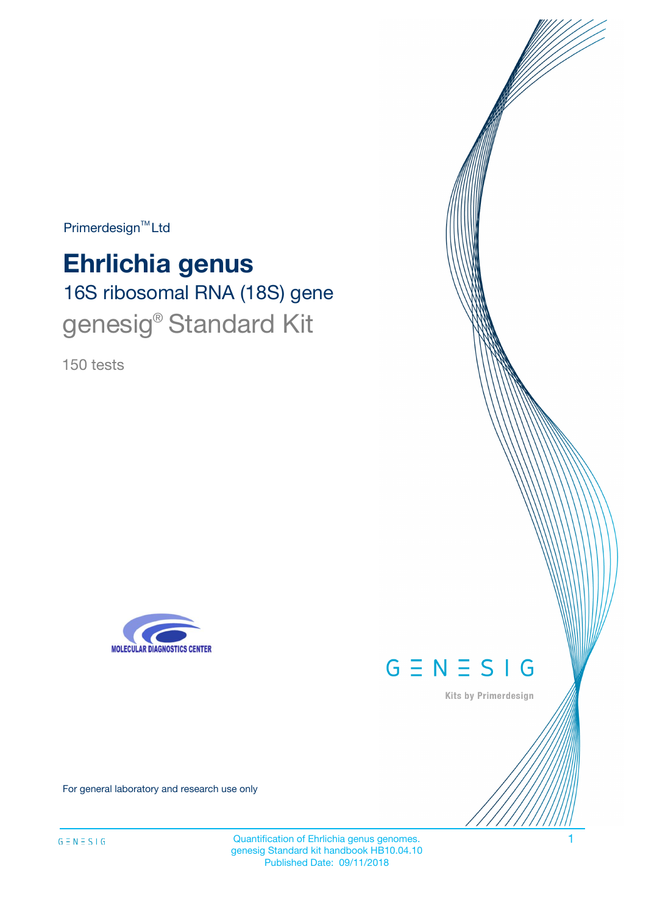Primerdesign™ Ltd

# Ehrlichia genus

## 16S ribosomal RNA (18S) gene

## genesig® Standard Kit

150 tests

MOLECULAR DIAGNOSTICS CENTER

GENESIG

Kits by Primerdesign

For general laboratory and research use only

Quantification of Ehrlichia genus genomes.
genesig Standard kit handbook HB10.04.10
Published Date: 09/11/2018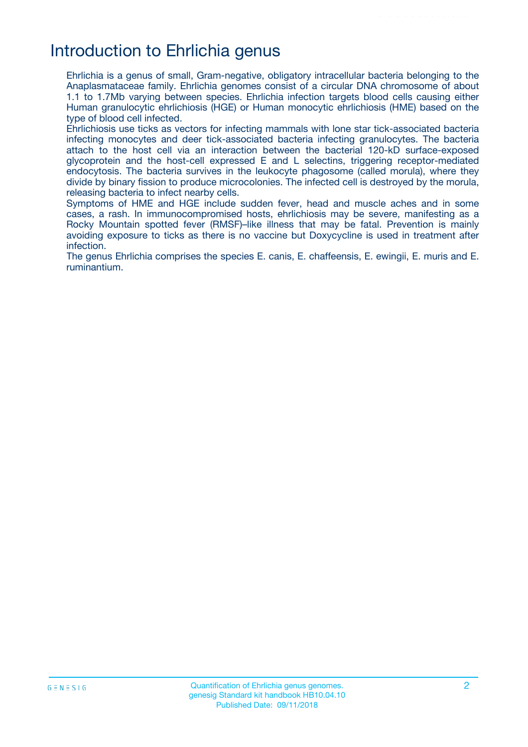# Introduction to Ehrlichia genus

Ehrlichia is a genus of small, Gram-negative, obligatory intracellular bacteria belonging to the Anaplasmataceae family. Ehrlichia genomes consist of a circular DNA chromosome of about 1.1 to 1.7Mb varying between species. Ehrlichia infection targets blood cells causing either Human granulocytic ehrlichiosis (HGE) or Human monocytic ehrlichiosis (HME) based on the type of blood cell infected.

Ehrlichiosis use ticks as vectors for infecting mammals with lone star tick-associated bacteria infecting monocytes and deer tick-associated bacteria infecting granulocytes. The bacteria attach to the host cell via an interaction between the bacterial 120-kD surface-exposed glycoprotein and the host-cell expressed E and L selectins, triggering receptor-mediated endocytosis. The bacteria survives in the leukocyte phagosome (called morula), where they divide by binary fission to produce microcolonies. The infected cell is destroyed by the morula, releasing bacteria to infect nearby cells.

Symptoms of HME and HGE include sudden fever, head and muscle aches and in some cases, a rash. In immunocompromised hosts, ehrlichiosis may be severe, manifesting as a Rocky Mountain spotted fever (RMSF)–like illness that may be fatal. Prevention is mainly avoiding exposure to ticks as there is no vaccine but Doxycycline is used in treatment after infection.

The genus Ehrlichia comprises the species E. canis, E. chaffeensis, E. ewingii, E. muris and E. ruminantium.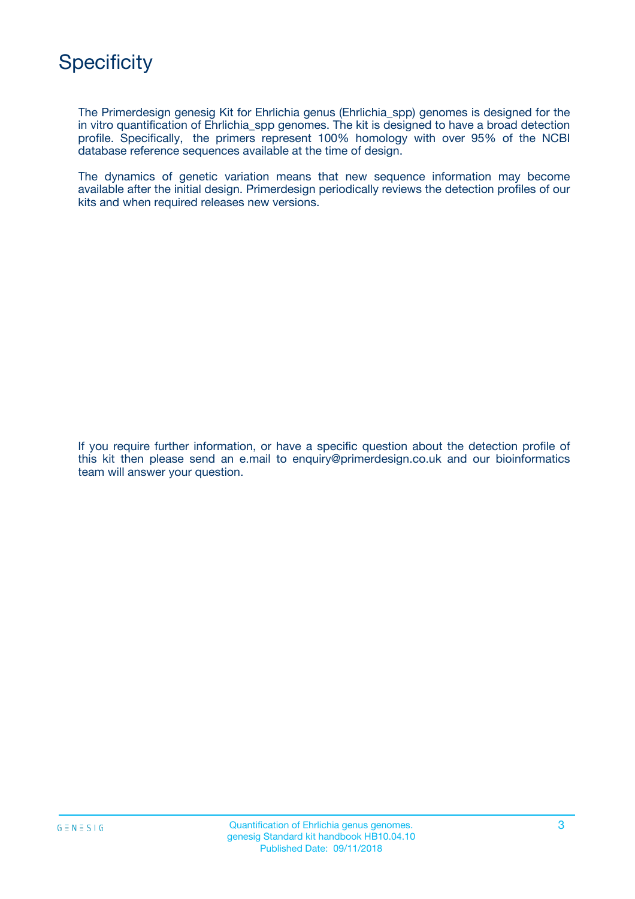# Specificity

The Primerdesign genesig Kit for Ehrlichia genus (Ehrlichia_spp) genomes is designed for the in vitro quantification of Ehrlichia_spp genomes. The kit is designed to have a broad detection profile. Specifically, the primers represent 100% homology with over 95% of the NCBI database reference sequences available at the time of design.

The dynamics of genetic variation means that new sequence information may become available after the initial design. Primerdesign periodically reviews the detection profiles of our kits and when required releases new versions.

If you require further information, or have a specific question about the detection profile of this kit then please send an e.mail to enquiry@primerdesign.co.uk and our bioinformatics team will answer your question.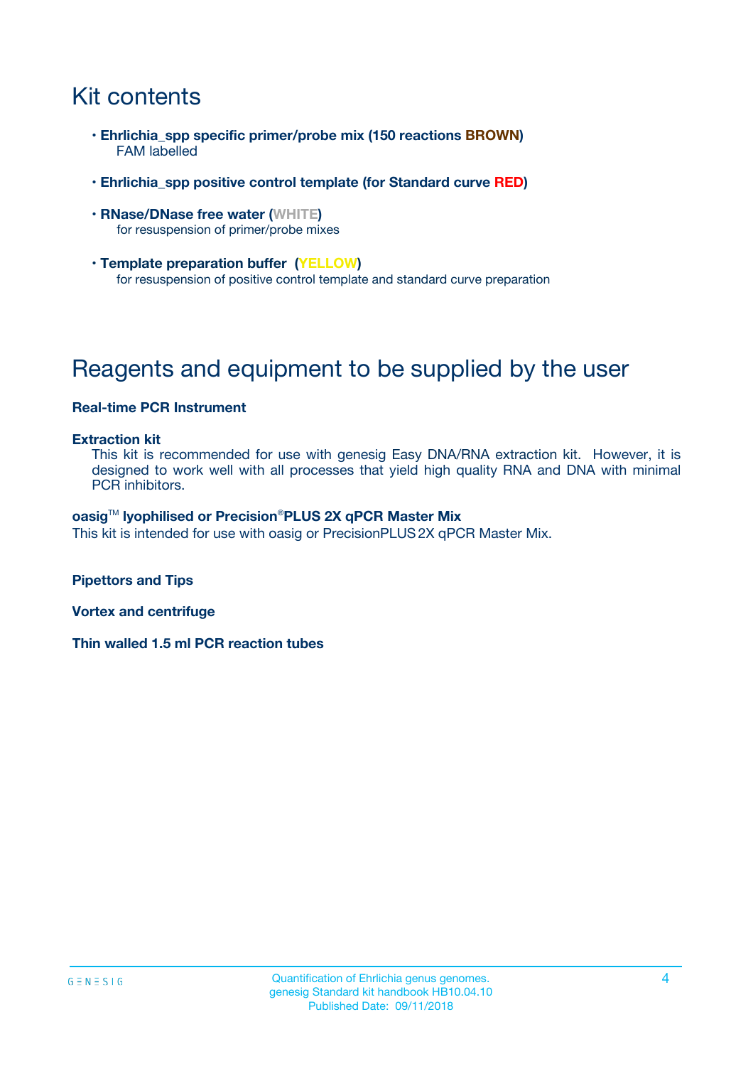# Kit contents

- **Ehrlichia_spp specific primer/probe mix (150 reactions BROWN)**
  FAM labelled
- **Ehrlichia_spp positive control template (for Standard curve RED)**
- **RNase/DNase free water (WHITE)**
  for resuspension of primer/probe mixes
- **Template preparation buffer (YELLOW)**
  for resuspension of positive control template and standard curve preparation

# Reagents and equipment to be supplied by the user

**Real-time PCR Instrument**

**Extraction kit**
This kit is recommended for use with genesig Easy DNA/RNA extraction kit. However, it is designed to work well with all processes that yield high quality RNA and DNA with minimal PCR inhibitors.

**oasig™ lyophilised or Precision®PLUS 2X qPCR Master Mix**
This kit is intended for use with oasig or PrecisionPLUS 2X qPCR Master Mix.

**Pipettors and Tips**

**Vortex and centrifuge**

**Thin walled 1.5 ml PCR reaction tubes**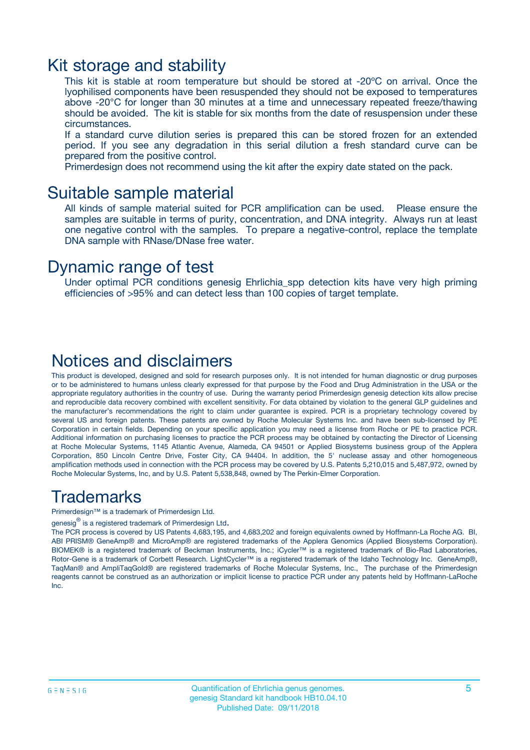## Kit storage and stability

This kit is stable at room temperature but should be stored at -20ºC on arrival. Once the lyophilised components have been resuspended they should not be exposed to temperatures above -20°C for longer than 30 minutes at a time and unnecessary repeated freeze/thawing should be avoided. The kit is stable for six months from the date of resuspension under these circumstances.

If a standard curve dilution series is prepared this can be stored frozen for an extended period. If you see any degradation in this serial dilution a fresh standard curve can be prepared from the positive control.

Primerdesign does not recommend using the kit after the expiry date stated on the pack.

## Suitable sample material

All kinds of sample material suited for PCR amplification can be used. Please ensure the samples are suitable in terms of purity, concentration, and DNA integrity. Always run at least one negative control with the samples. To prepare a negative-control, replace the template DNA sample with RNase/DNase free water.

## Dynamic range of test

Under optimal PCR conditions genesig Ehrlichia_spp detection kits have very high priming efficiencies of >95% and can detect less than 100 copies of target template.

## Notices and disclaimers

This product is developed, designed and sold for research purposes only. It is not intended for human diagnostic or drug purposes or to be administered to humans unless clearly expressed for that purpose by the Food and Drug Administration in the USA or the appropriate regulatory authorities in the country of use. During the warranty period Primerdesign genesig detection kits allow precise and reproducible data recovery combined with excellent sensitivity. For data obtained by violation to the general GLP guidelines and the manufacturer's recommendations the right to claim under guarantee is expired. PCR is a proprietary technology covered by several US and foreign patents. These patents are owned by Roche Molecular Systems Inc. and have been sub-licensed by PE Corporation in certain fields. Depending on your specific application you may need a license from Roche or PE to practice PCR. Additional information on purchasing licenses to practice the PCR process may be obtained by contacting the Director of Licensing at Roche Molecular Systems, 1145 Atlantic Avenue, Alameda, CA 94501 or Applied Biosystems business group of the Applera Corporation, 850 Lincoln Centre Drive, Foster City, CA 94404. In addition, the 5' nuclease assay and other homogeneous amplification methods used in connection with the PCR process may be covered by U.S. Patents 5,210,015 and 5,487,972, owned by Roche Molecular Systems, Inc, and by U.S. Patent 5,538,848, owned by The Perkin-Elmer Corporation.

## Trademarks

Primerdesign™ is a trademark of Primerdesign Ltd.

genesig® is a registered trademark of Primerdesign Ltd.

The PCR process is covered by US Patents 4,683,195, and 4,683,202 and foreign equivalents owned by Hoffmann-La Roche AG. BI, ABI PRISM® GeneAmp® and MicroAmp® are registered trademarks of the Applera Genomics (Applied Biosystems Corporation). BIOMEK® is a registered trademark of Beckman Instruments, Inc.; iCycler™ is a registered trademark of Bio-Rad Laboratories, Rotor-Gene is a trademark of Corbett Research. LightCycler™ is a registered trademark of the Idaho Technology Inc. GeneAmp®, TaqMan® and AmpliTaqGold® are registered trademarks of Roche Molecular Systems, Inc., The purchase of the Primerdesign reagents cannot be construed as an authorization or implicit license to practice PCR under any patents held by Hoffmann-LaRoche Inc.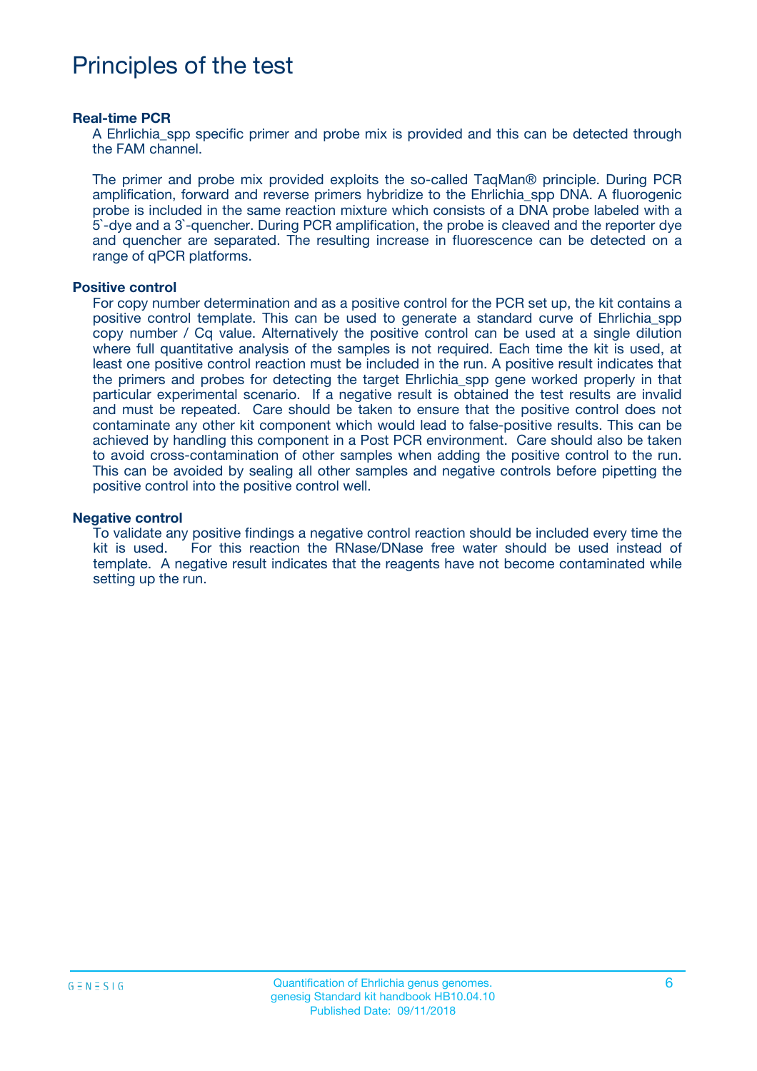# Principles of the test

### Real-time PCR

A Ehrlichia_spp specific primer and probe mix is provided and this can be detected through the FAM channel.

The primer and probe mix provided exploits the so-called TaqMan® principle. During PCR amplification, forward and reverse primers hybridize to the Ehrlichia_spp DNA. A fluorogenic probe is included in the same reaction mixture which consists of a DNA probe labeled with a 5`-dye and a 3`-quencher. During PCR amplification, the probe is cleaved and the reporter dye and quencher are separated. The resulting increase in fluorescence can be detected on a range of qPCR platforms.

### Positive control

For copy number determination and as a positive control for the PCR set up, the kit contains a positive control template. This can be used to generate a standard curve of Ehrlichia_spp copy number / Cq value. Alternatively the positive control can be used at a single dilution where full quantitative analysis of the samples is not required. Each time the kit is used, at least one positive control reaction must be included in the run. A positive result indicates that the primers and probes for detecting the target Ehrlichia_spp gene worked properly in that particular experimental scenario. If a negative result is obtained the test results are invalid and must be repeated. Care should be taken to ensure that the positive control does not contaminate any other kit component which would lead to false-positive results. This can be achieved by handling this component in a Post PCR environment. Care should also be taken to avoid cross-contamination of other samples when adding the positive control to the run. This can be avoided by sealing all other samples and negative controls before pipetting the positive control into the positive control well.

### Negative control

To validate any positive findings a negative control reaction should be included every time the kit is used. For this reaction the RNase/DNase free water should be used instead of template. A negative result indicates that the reagents have not become contaminated while setting up the run.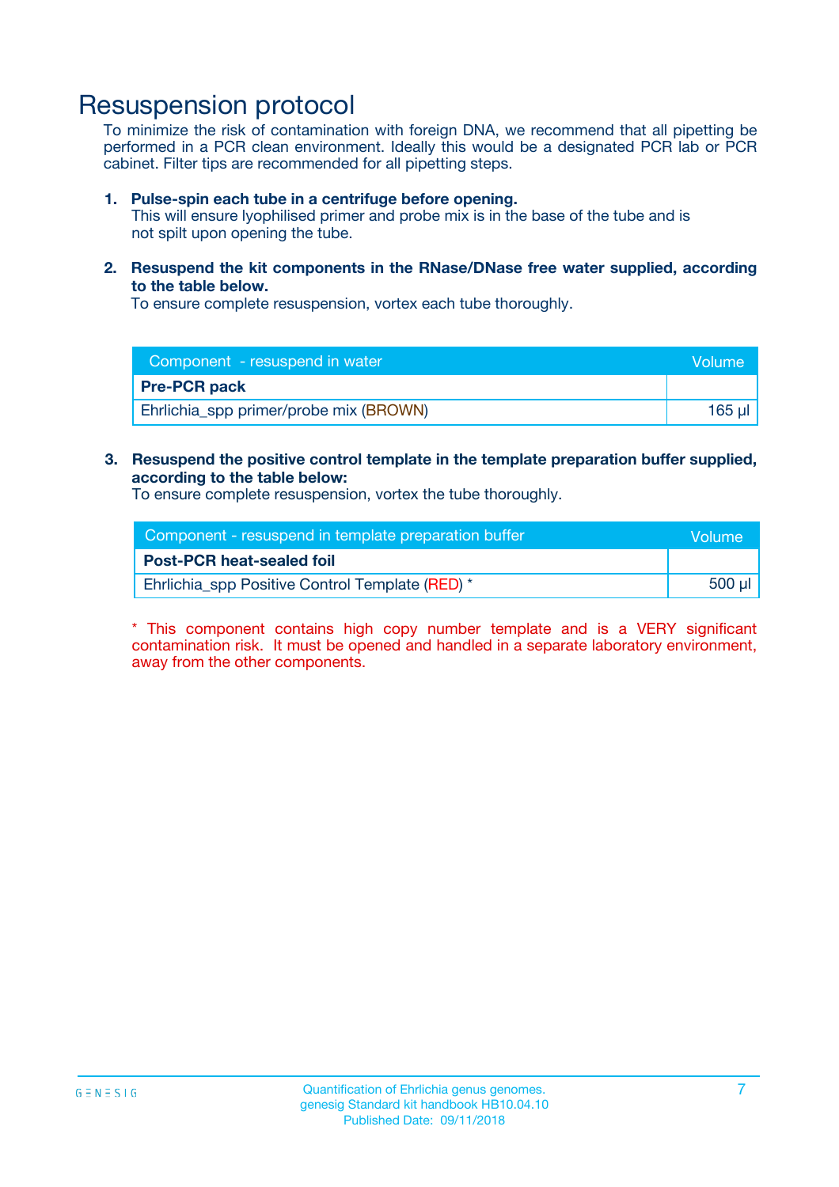# Resuspension protocol

To minimize the risk of contamination with foreign DNA, we recommend that all pipetting be performed in a PCR clean environment. Ideally this would be a designated PCR lab or PCR cabinet. Filter tips are recommended for all pipetting steps.

1. **Pulse-spin each tube in a centrifuge before opening.**
   This will ensure lyophilised primer and probe mix is in the base of the tube and is not spilt upon opening the tube.

2. **Resuspend the kit components in the RNase/DNase free water supplied, according to the table below.**
   To ensure complete resuspension, vortex each tube thoroughly.

| Component - resuspend in water | Volume |
|---|---|
| **Pre-PCR pack** | |
| Ehrlichia_spp primer/probe mix (BROWN) | 165 µl |

3. **Resuspend the positive control template in the template preparation buffer supplied, according to the table below:**
   To ensure complete resuspension, vortex the tube thoroughly.

| Component - resuspend in template preparation buffer | Volume |
|---|---|
| **Post-PCR heat-sealed foil** | |
| Ehrlichia_spp Positive Control Template (RED) * | 500 µl |

* This component contains high copy number template and is a VERY significant contamination risk. It must be opened and handled in a separate laboratory environment, away from the other components.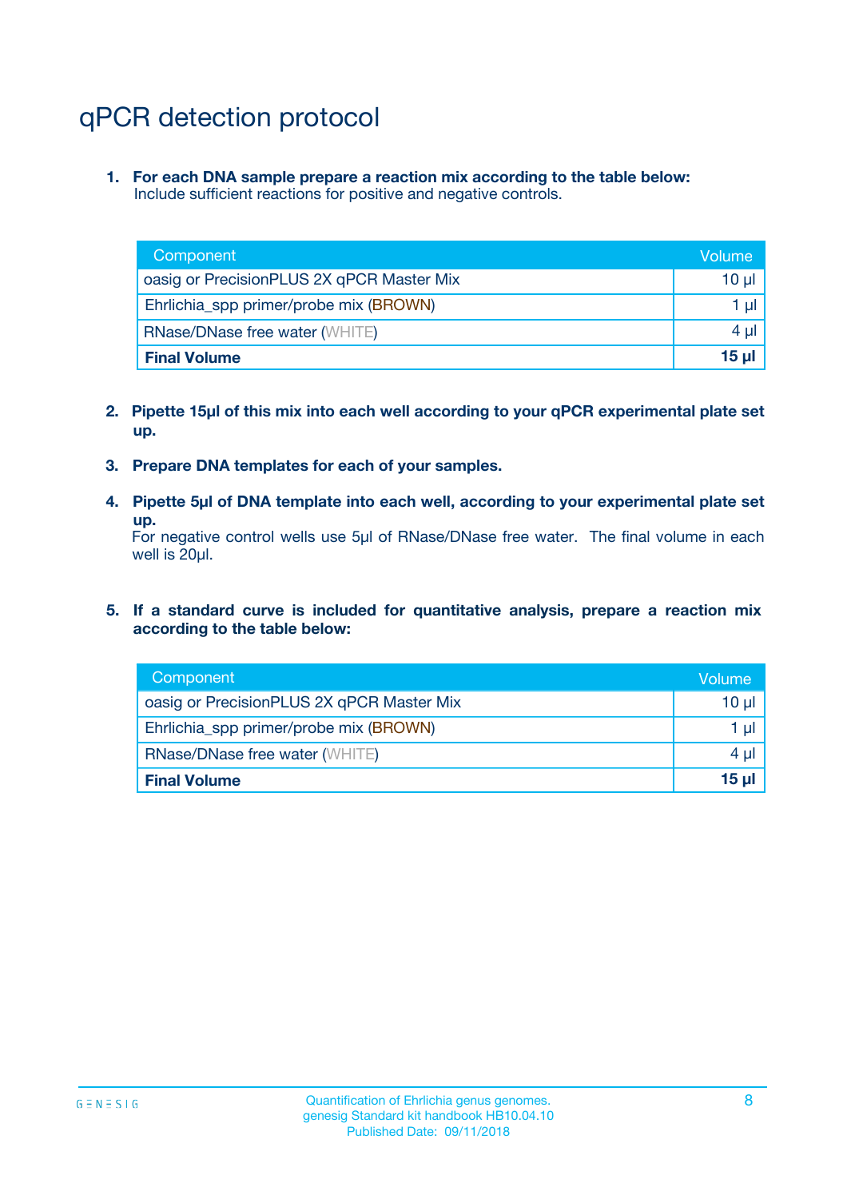# qPCR detection protocol

1. **For each DNA sample prepare a reaction mix according to the table below:**
   Include sufficient reactions for positive and negative controls.

| Component | Volume |
|---|---|
| oasig or PrecisionPLUS 2X qPCR Master Mix | 10 µl |
| Ehrlichia_spp primer/probe mix (BROWN) | 1 µl |
| RNase/DNase free water (WHITE) | 4 µl |
| **Final Volume** | **15 µl** |

2. **Pipette 15µl of this mix into each well according to your qPCR experimental plate set up.**

3. **Prepare DNA templates for each of your samples.**

4. **Pipette 5µl of DNA template into each well, according to your experimental plate set up.**
   For negative control wells use 5µl of RNase/DNase free water. The final volume in each well is 20µl.

5. **If a standard curve is included for quantitative analysis, prepare a reaction mix according to the table below:**

| Component | Volume |
|---|---|
| oasig or PrecisionPLUS 2X qPCR Master Mix | 10 µl |
| Ehrlichia_spp primer/probe mix (BROWN) | 1 µl |
| RNase/DNase free water (WHITE) | 4 µl |
| **Final Volume** | **15 µl** |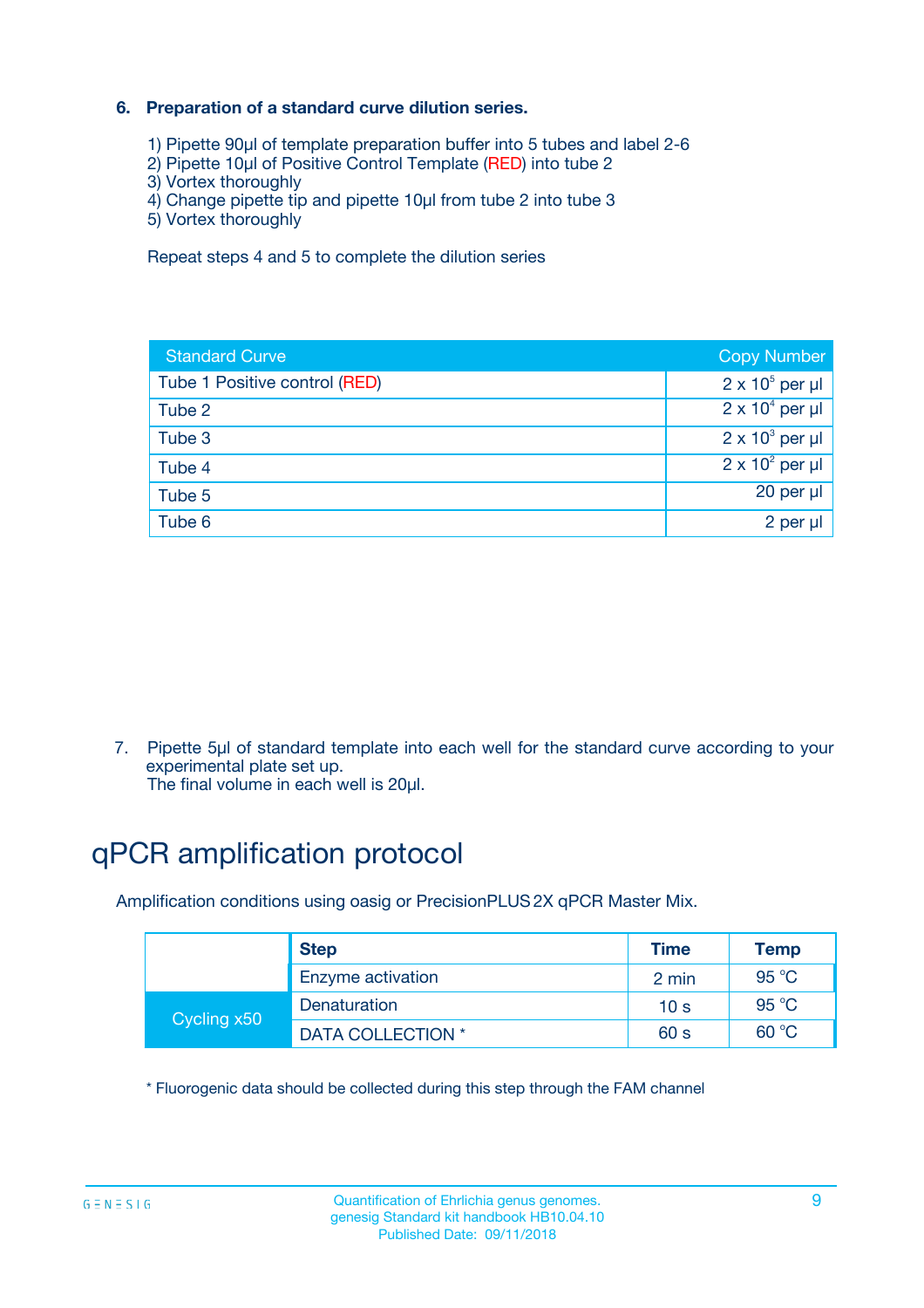### 6. Preparation of a standard curve dilution series.

1) Pipette 90µl of template preparation buffer into 5 tubes and label 2-6
2) Pipette 10µl of Positive Control Template (RED) into tube 2
3) Vortex thoroughly
4) Change pipette tip and pipette 10µl from tube 2 into tube 3
5) Vortex thoroughly

Repeat steps 4 and 5 to complete the dilution series

| Standard Curve | Copy Number |
|---|---|
| Tube 1 Positive control (RED) | $2 \times 10^5$ per µl |
| Tube 2 | $2 \times 10^4$ per µl |
| Tube 3 | $2 \times 10^3$ per µl |
| Tube 4 | $2 \times 10^2$ per µl |
| Tube 5 | 20 per µl |
| Tube 6 | 2 per µl |

7. Pipette 5µl of standard template into each well for the standard curve according to your experimental plate set up.
The final volume in each well is 20µl.

# qPCR amplification protocol

Amplification conditions using oasig or PrecisionPLUS 2X qPCR Master Mix.

| | Step | Time | Temp |
|---|---|---|---|
| | Enzyme activation | 2 min | 95 °C |
| Cycling x50 | Denaturation | 10 s | 95 °C |
| | DATA COLLECTION * | 60 s | 60 °C |

* Fluorogenic data should be collected during this step through the FAM channel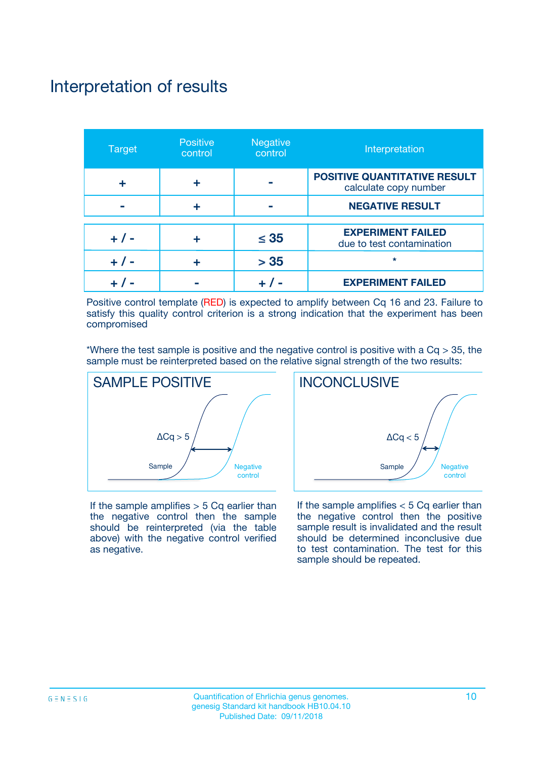# Interpretation of results

| Target | Positive control | Negative control | Interpretation |
|---|---|---|---|
| + | + | - | **POSITIVE QUANTITATIVE RESULT** calculate copy number |
| - | + | - | **NEGATIVE RESULT** |
| + / - | + | ≤ 35 | **EXPERIMENT FAILED** due to test contamination |
| + / - | + | > 35 | * |
| + / - | - | + / - | **EXPERIMENT FAILED** |

Positive control template (RED) is expected to amplify between Cq 16 and 23. Failure to satisfy this quality control criterion is a strong indication that the experiment has been compromised

*Where the test sample is positive and the negative control is positive with a Cq > 35, the sample must be reinterpreted based on the relative signal strength of the two results:

SAMPLE POSITIVE

ΔCq > 5

Sample

Negative control

If the sample amplifies > 5 Cq earlier than the negative control then the sample should be reinterpreted (via the table above) with the negative control verified as negative.

INCONCLUSIVE

ΔCq < 5

Sample

Negative control

If the sample amplifies < 5 Cq earlier than the negative control then the positive sample result is invalidated and the result should be determined inconclusive due to test contamination. The test for this sample should be repeated.